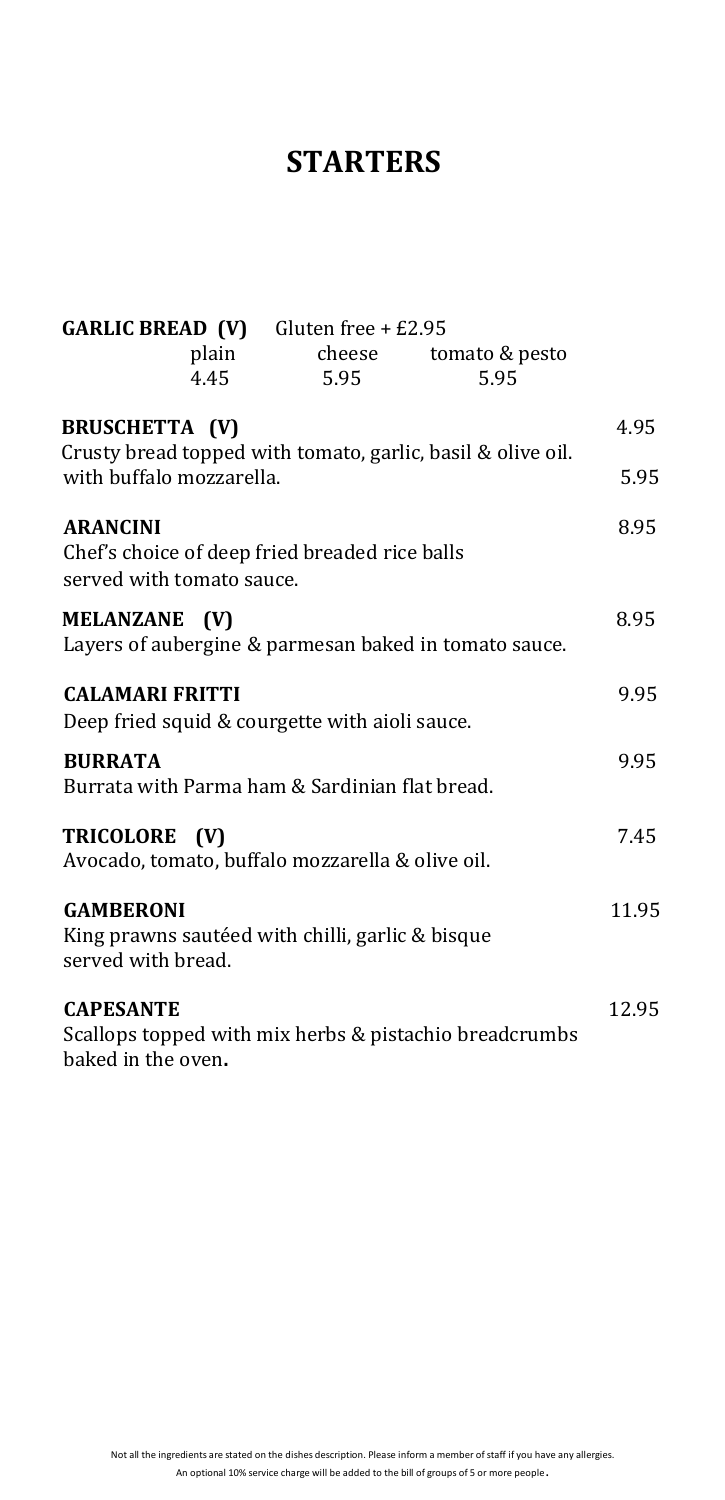# STARTERS

**GARLIC BREAD (V)** Gluten free + £2.95

| plain | cheese | tomato & pesto |
|---|---|---|
| 4.45 | 5.95 | 5.95 |

**BRUSCHETTA (V)** — 4.95
Crusty bread topped with tomato, garlic, basil & olive oil.
with buffalo mozzarella. — 5.95

**ARANCINI** — 8.95
Chef's choice of deep fried breaded rice balls served with tomato sauce.

**MELANZANE (V)** — 8.95
Layers of aubergine & parmesan baked in tomato sauce.

**CALAMARI FRITTI** — 9.95
Deep fried squid & courgette with aioli sauce.

**BURRATA** — 9.95
Burrata with Parma ham & Sardinian flat bread.

**TRICOLORE (V)** — 7.45
Avocado, tomato, buffalo mozzarella & olive oil.

**GAMBERONI** — 11.95
King prawns sautéed with chilli, garlic & bisque served with bread.

**CAPESANTE** — 12.95
Scallops topped with mix herbs & pistachio breadcrumbs baked in the oven**.**

Not all the ingredients are stated on the dishes description. Please inform a member of staff if you have any allergies.
An optional 10% service charge will be added to the bill of groups of 5 or more people**.**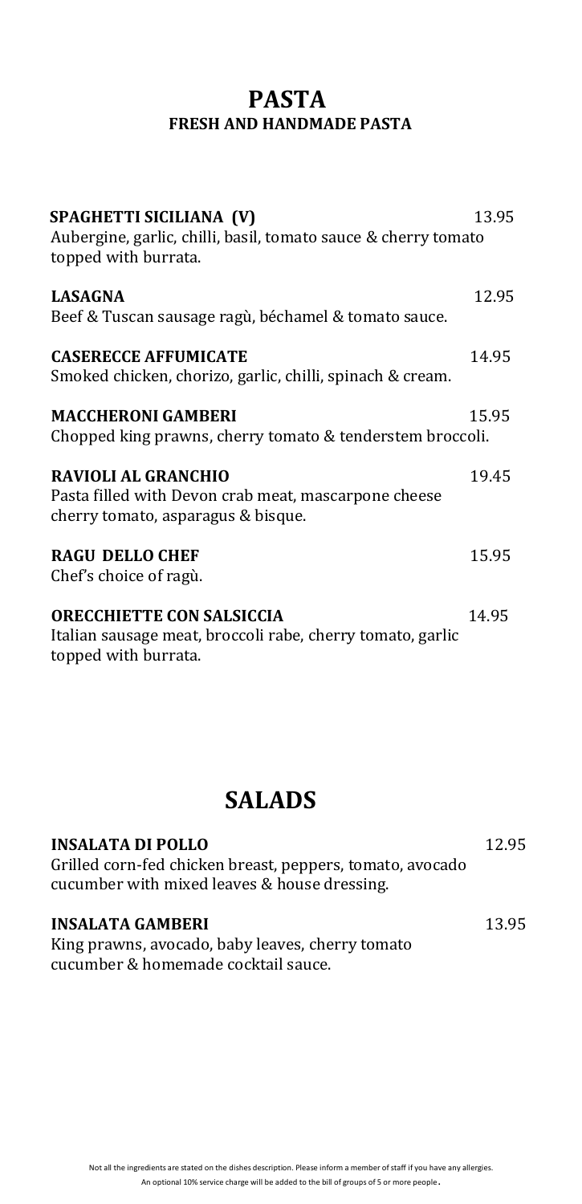# PASTA

## FRESH AND HANDMADE PASTA

**SPAGHETTI SICILIANA (V)** 13.95
Aubergine, garlic, chilli, basil, tomato sauce & cherry tomato topped with burrata.

**LASAGNA** 12.95
Beef & Tuscan sausage ragù, béchamel & tomato sauce.

**CASERECCE AFFUMICATE** 14.95
Smoked chicken, chorizo, garlic, chilli, spinach & cream.

**MACCHERONI GAMBERI** 15.95
Chopped king prawns, cherry tomato & tenderstem broccoli.

**RAVIOLI AL GRANCHIO** 19.45
Pasta filled with Devon crab meat, mascarpone cheese cherry tomato, asparagus & bisque.

**RAGU DELLO CHEF** 15.95
Chef's choice of ragù.

**ORECCHIETTE CON SALSICCIA** 14.95
Italian sausage meat, broccoli rabe, cherry tomato, garlic topped with burrata.

# SALADS

**INSALATA DI POLLO** 12.95
Grilled corn-fed chicken breast, peppers, tomato, avocado cucumber with mixed leaves & house dressing.

**INSALATA GAMBERI** 13.95
King prawns, avocado, baby leaves, cherry tomato cucumber & homemade cocktail sauce.

Not all the ingredients are stated on the dishes description. Please inform a member of staff if you have any allergies.
An optional 10% service charge will be added to the bill of groups of 5 or more people.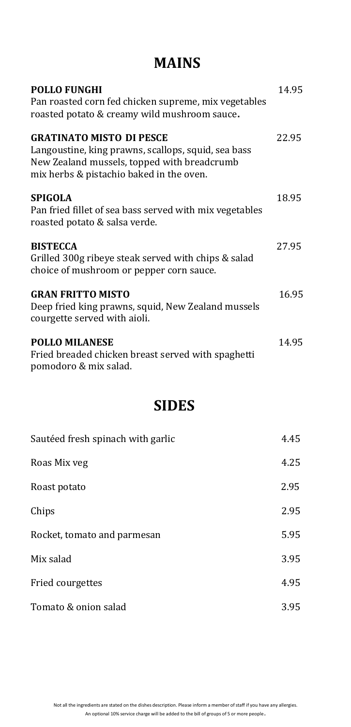# MAINS

**POLLO FUNGHI** 14.95
Pan roasted corn fed chicken supreme, mix vegetables roasted potato & creamy wild mushroom sauce**.**

**GRATINATO MISTO DI PESCE** 22.95
Langoustine, king prawns, scallops, squid, sea bass New Zealand mussels, topped with breadcrumb mix herbs & pistachio baked in the oven.

**SPIGOLA** 18.95
Pan fried fillet of sea bass served with mix vegetables roasted potato & salsa verde.

**BISTECCA** 27.95
Grilled 300g ribeye steak served with chips & salad choice of mushroom or pepper corn sauce.

**GRAN FRITTO MISTO** 16.95
Deep fried king prawns, squid, New Zealand mussels courgette served with aioli.

**POLLO MILANESE** 14.95
Fried breaded chicken breast served with spaghetti pomodoro & mix salad.

# SIDES

| | |
|---|---|
| Sautéed fresh spinach with garlic | 4.45 |
| Roas Mix veg | 4.25 |
| Roast potato | 2.95 |
| Chips | 2.95 |
| Rocket, tomato and parmesan | 5.95 |
| Mix salad | 3.95 |
| Fried courgettes | 4.95 |
| Tomato & onion salad | 3.95 |

Not all the ingredients are stated on the dishes description. Please inform a member of staff if you have any allergies.
An optional 10% service charge will be added to the bill of groups of 5 or more people.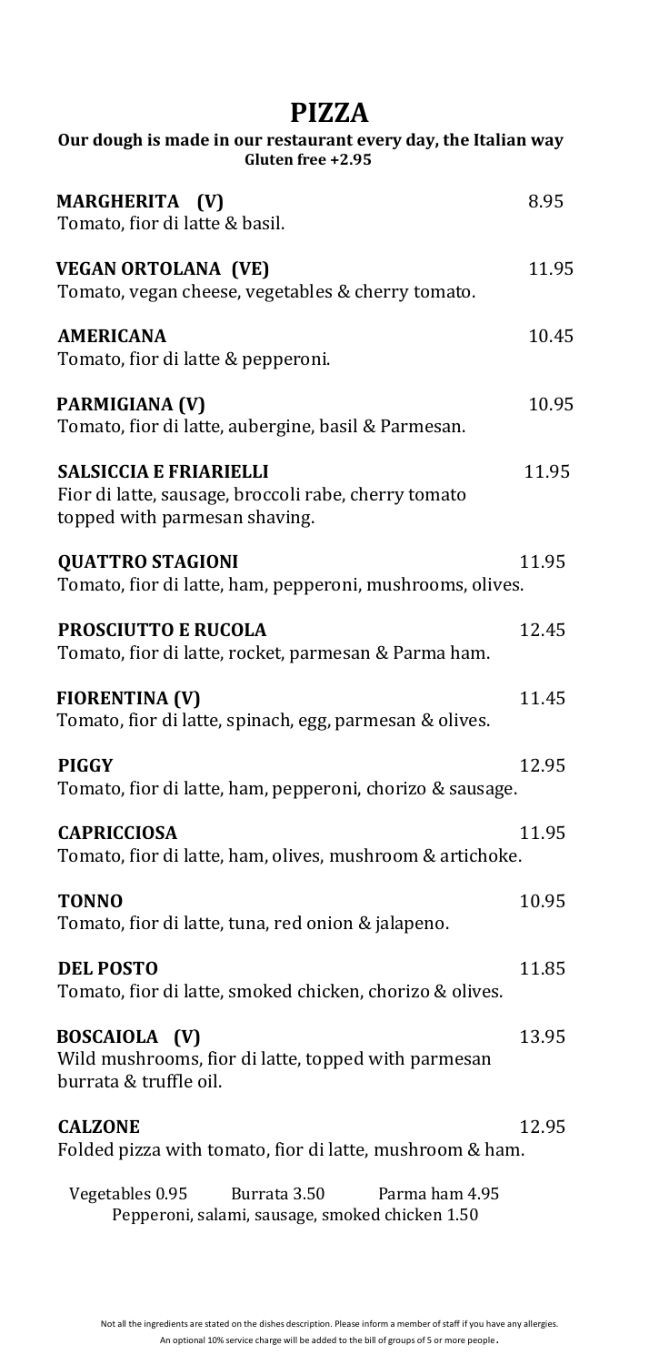# PIZZA

**Our dough is made in our restaurant every day, the Italian way**
**Gluten free +2.95**

**MARGHERITA (V)** 8.95
Tomato, fior di latte & basil.

**VEGAN ORTOLANA (VE)** 11.95
Tomato, vegan cheese, vegetables & cherry tomato.

**AMERICANA** 10.45
Tomato, fior di latte & pepperoni.

**PARMIGIANA (V)** 10.95
Tomato, fior di latte, aubergine, basil & Parmesan.

**SALSICCIA E FRIARIELLI** 11.95
Fior di latte, sausage, broccoli rabe, cherry tomato topped with parmesan shaving.

**QUATTRO STAGIONI** 11.95
Tomato, fior di latte, ham, pepperoni, mushrooms, olives.

**PROSCIUTTO E RUCOLA** 12.45
Tomato, fior di latte, rocket, parmesan & Parma ham.

**FIORENTINA (V)** 11.45
Tomato, fior di latte, spinach, egg, parmesan & olives.

**PIGGY** 12.95
Tomato, fior di latte, ham, pepperoni, chorizo & sausage.

**CAPRICCIOSA** 11.95
Tomato, fior di latte, ham, olives, mushroom & artichoke.

**TONNO** 10.95
Tomato, fior di latte, tuna, red onion & jalapeno.

**DEL POSTO** 11.85
Tomato, fior di latte, smoked chicken, chorizo & olives.

**BOSCAIOLA (V)** 13.95
Wild mushrooms, fior di latte, topped with parmesan burrata & truffle oil.

**CALZONE** 12.95
Folded pizza with tomato, fior di latte, mushroom & ham.

Vegetables 0.95 Burrata 3.50 Parma ham 4.95
Pepperoni, salami, sausage, smoked chicken 1.50

Not all the ingredients are stated on the dishes description. Please inform a member of staff if you have any allergies.
An optional 10% service charge will be added to the bill of groups of 5 or more people.